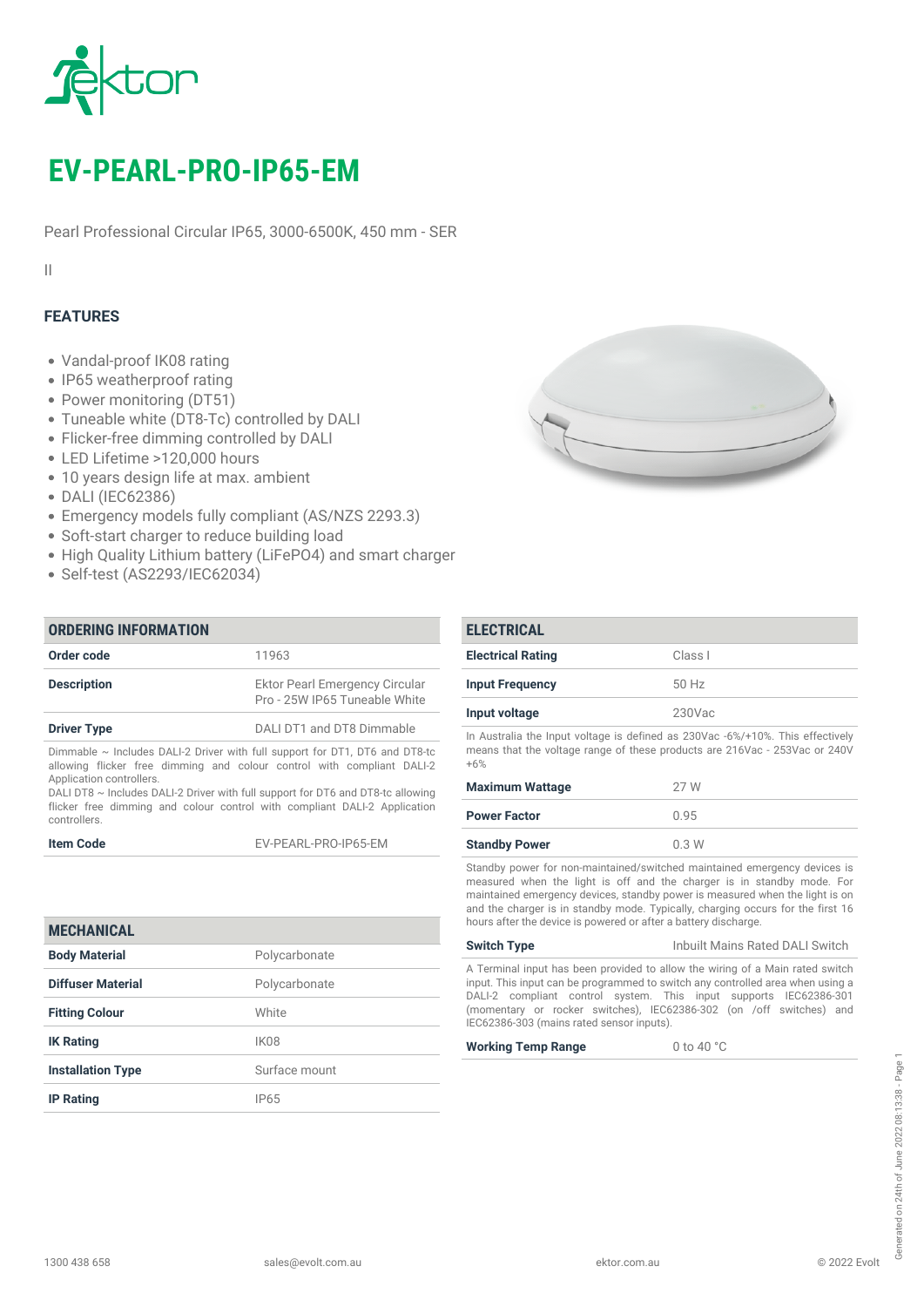# EV-PEARL-PRO-IP65-EM

Pearl Professional Circular IP65, 3000-6500K, 450 mm - SER

II

## FEATURES

- Vandal-proof IK08 rating
- IP65 weatherproof rating
- Power monitoring (DT51)
- Tuneable white (DT8-Tc) controlled by DALI
- Flicker-free dimming controlled by DALI
- LED Lifetime >120,000 hours
- 10 years design life at max. ambient
- DALI (IEC62386)
- Emergency models fully compliant (AS/NZS 2293.3)
- Soft-start charger to reduce building load
- High Quality Lithium battery (LiFePO4) and smart charger
- Self-test (AS2293/IEC62034)

## ORDERING INFORMATION

| | |
|---|---|
| **Order code** | 11963 |
| **Description** | Ektor Pearl Emergency Circular Pro - 25W IP65 Tuneable White |
| **Driver Type** | DALI DT1 and DT8 Dimmable |

Dimmable ~ Includes DALI-2 Driver with full support for DT1, DT6 and DT8-tc allowing flicker free dimming and colour control with compliant DALI-2 Application controllers.
DALI DT8 ~ Includes DALI-2 Driver with full support for DT6 and DT8-tc allowing flicker free dimming and colour control with compliant DALI-2 Application controllers.

| | |
|---|---|
| **Item Code** | EV-PEARL-PRO-IP65-EM |

## MECHANICAL

| | |
|---|---|
| **Body Material** | Polycarbonate |
| **Diffuser Material** | Polycarbonate |
| **Fitting Colour** | White |
| **IK Rating** | IK08 |
| **Installation Type** | Surface mount |
| **IP Rating** | IP65 |

## ELECTRICAL

| | |
|---|---|
| **Electrical Rating** | Class I |
| **Input Frequency** | 50 Hz |
| **Input voltage** | 230Vac |

In Australia the Input voltage is defined as 230Vac -6%/+10%. This effectively means that the voltage range of these products are 216Vac - 253Vac or 240V +6%

| | |
|---|---|
| **Maximum Wattage** | 27 W |
| **Power Factor** | 0.95 |
| **Standby Power** | 0.3 W |

Standby power for non-maintained/switched maintained emergency devices is measured when the light is off and the charger is in standby mode. For maintained emergency devices, standby power is measured when the light is on and the charger is in standby mode. Typically, charging occurs for the first 16 hours after the device is powered or after a battery discharge.

| | |
|---|---|
| **Switch Type** | Inbuilt Mains Rated DALI Switch |

A Terminal input has been provided to allow the wiring of a Main rated switch input. This input can be programmed to switch any controlled area when using a DALI-2 compliant control system. This input supports IEC62386-301 (momentary or rocker switches), IEC62386-302 (on /off switches) and IEC62386-303 (mains rated sensor inputs).

| | |
|---|---|
| **Working Temp Range** | 0 to 40 °C |

1300 438 658 sales@evolt.com.au ektor.com.au © 2022 Evolt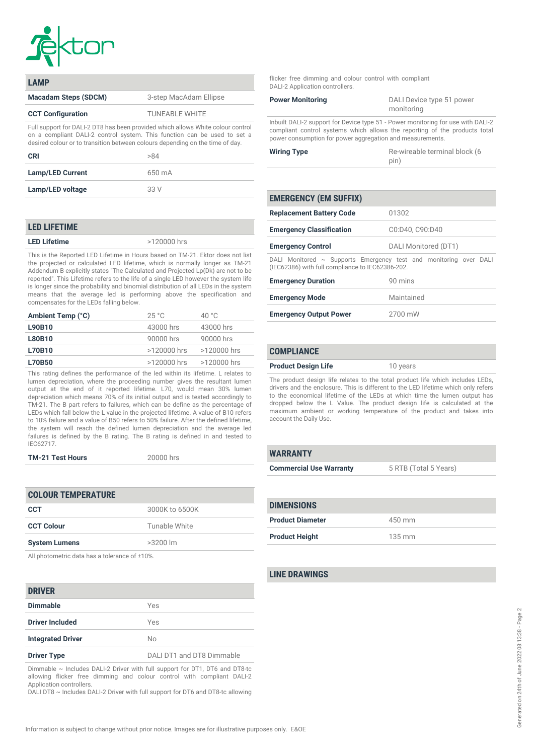## LAMP

| | |
|---|---|
| **Macadam Steps (SDCM)** | 3-step MacAdam Ellipse |
| **CCT Configuration** | TUNEABLE WHITE |

Full support for DALI-2 DT8 has been provided which allows White colour control on a compliant DALI-2 control system. This function can be used to set a desired colour or to transition between colours depending on the time of day.

| | |
|---|---|
| **CRI** | >84 |
| **Lamp/LED Current** | 650 mA |
| **Lamp/LED voltage** | 33 V |

## LED LIFETIME

| | |
|---|---|
| **LED Lifetime** | >120000 hrs |

This is the Reported LED Lifetime in Hours based on TM-21. Ektor does not list the projected or calculated LED lifetime, which is normally longer as TM-21 Addendum B explicitly states "The Calculated and Projected Lp(Dk) are not to be reported". This Lifetime refers to the life of a single LED however the system life is longer since the probability and binomial distribution of all LEDs in the system means that the average led is performing above the specification and compensates for the LEDs falling below.

| Ambient Temp (°C) | 25 °C | 40 °C |
|---|---|---|
| **L90B10** | 43000 hrs | 43000 hrs |
| **L80B10** | 90000 hrs | 90000 hrs |
| **L70B10** | >120000 hrs | >120000 hrs |
| **L70B50** | >120000 hrs | >120000 hrs |

This rating defines the performance of the led within its lifetime. L relates to lumen depreciation, where the proceeding number gives the resultant lumen output at the end of it reported lifetime. L70, would mean 30% lumen depreciation which means 70% of its initial output and is tested accordingly to TM-21. The B part refers to failures, which can be define as the percentage of LEDs which fall below the L value in the projected lifetime. A value of B10 refers to 10% failure and a value of B50 refers to 50% failure. After the defined lifetime, the system will reach the defined lumen depreciation and the average led failures is defined by the B rating. The B rating is defined in and tested to IEC62717.

| | |
|---|---|
| **TM-21 Test Hours** | 20000 hrs |

## COLOUR TEMPERATURE

| | |
|---|---|
| **CCT** | 3000K to 6500K |
| **CCT Colour** | Tunable White |
| **System Lumens** | >3200 lm |

All photometric data has a tolerance of ±10%.

## DRIVER

| | |
|---|---|
| **Dimmable** | Yes |
| **Driver Included** | Yes |
| **Integrated Driver** | No |
| **Driver Type** | DALI DT1 and DT8 Dimmable |

Dimmable ~ Includes DALI-2 Driver with full support for DT1, DT6 and DT8-tc allowing flicker free dimming and colour control with compliant DALI-2 Application controllers.
DALI DT8 ~ Includes DALI-2 Driver with full support for DT6 and DT8-tc allowing flicker free dimming and colour control with compliant DALI-2 Application controllers.

| | |
|---|---|
| **Power Monitoring** | DALI Device type 51 power monitoring |

Inbuilt DALI-2 support for Device type 51 - Power monitoring for use with DALI-2 compliant control systems which allows the reporting of the products total power consumption for power aggregation and measurements.

| | |
|---|---|
| **Wiring Type** | Re-wireable terminal block (6 pin) |

## EMERGENCY (EM SUFFIX)

| | |
|---|---|
| **Replacement Battery Code** | 01302 |
| **Emergency Classification** | C0:D40, C90:D40 |
| **Emergency Control** | DALI Monitored (DT1) |

DALI Monitored ~ Supports Emergency test and monitoring over DALI (IEC62386) with full compliance to IEC62386-202.

| | |
|---|---|
| **Emergency Duration** | 90 mins |
| **Emergency Mode** | Maintained |
| **Emergency Output Power** | 2700 mW |

## COMPLIANCE

| | |
|---|---|
| **Product Design Life** | 10 years |

The product design life relates to the total product life which includes LEDs, drivers and the enclosure. This is different to the LED lifetime which only refers to the economical lifetime of the LEDs at which time the lumen output has dropped below the L Value. The product design life is calculated at the maximum ambient or working temperature of the product and takes into account the Daily Use.

## WARRANTY

| | |
|---|---|
| **Commercial Use Warranty** | 5 RTB (Total 5 Years) |

## DIMENSIONS

| | |
|---|---|
| **Product Diameter** | 450 mm |
| **Product Height** | 135 mm |

## LINE DRAWINGS

Information is subject to change without prior notice. Images are for illustrative purposes only. E&OE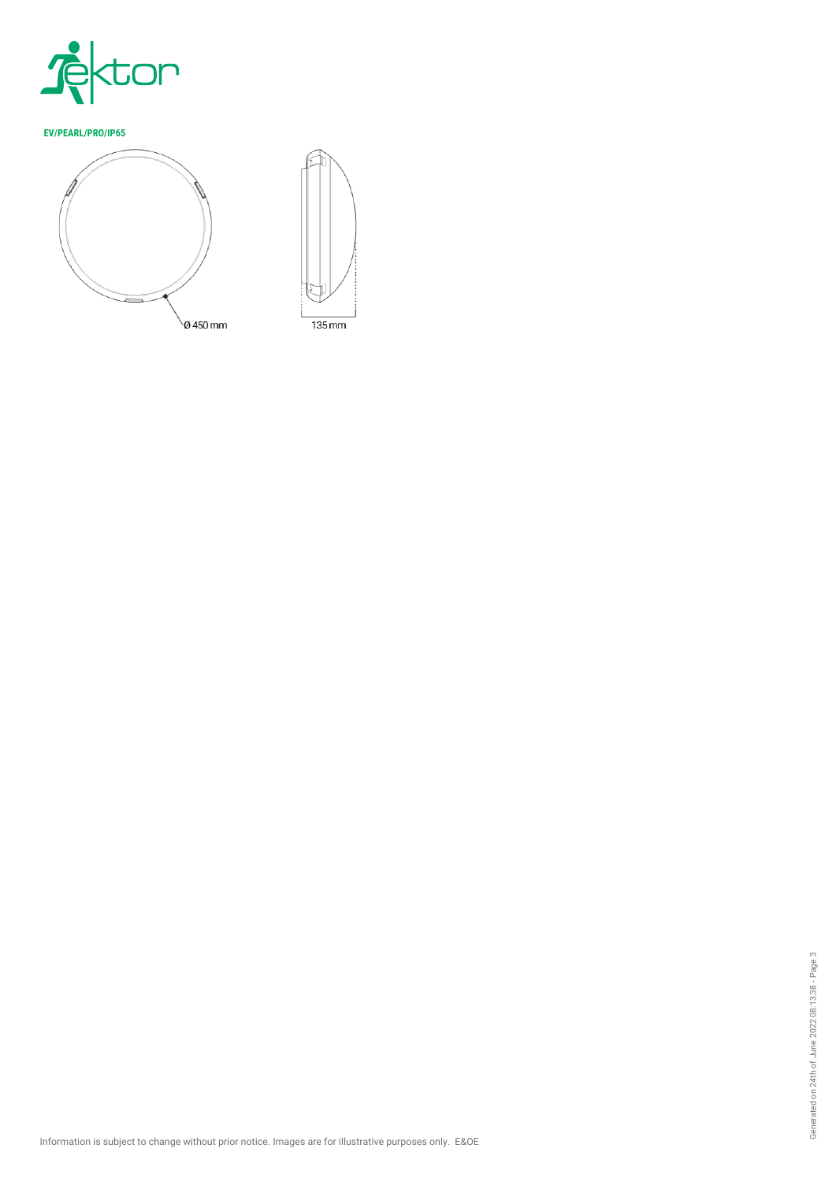**EV/PEARL/PRO/IP65**

Ø 450 mm

135 mm

Information is subject to change without prior notice. Images are for illustrative purposes only. E&OE